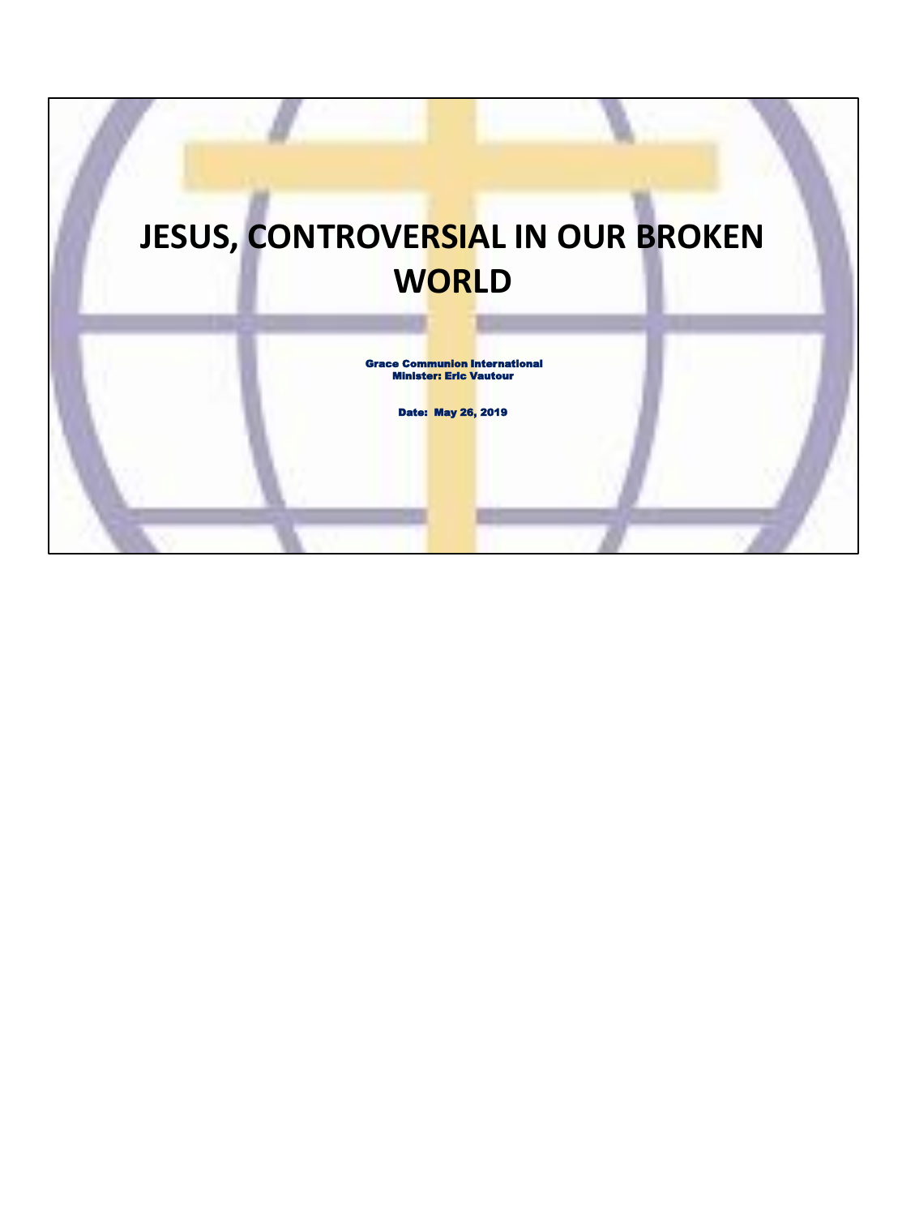# JESUS, CONTROVERSIAL IN OUR BROKEN WORLD

**Grace Communion International**
**Minister: Eric Vautour**

**Date: May 26, 2019**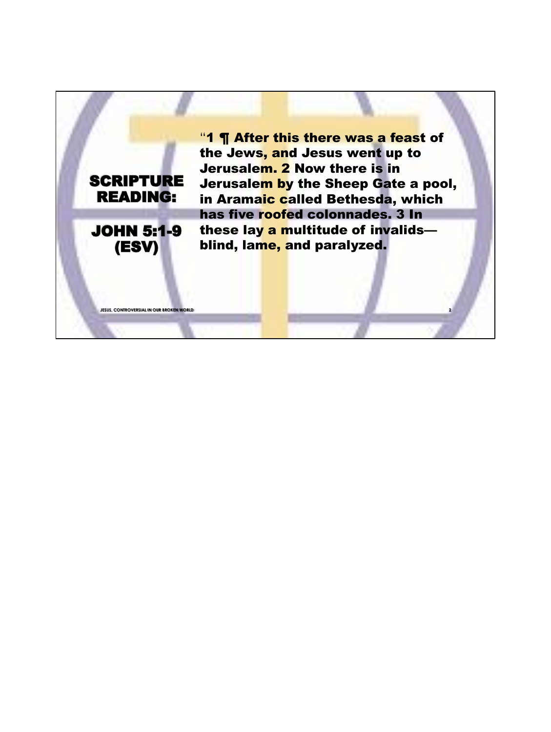## SCRIPTURE READING:

## JOHN 5:1-9 (ESV)

**"1 ¶ After this there was a feast of the Jews, and Jesus went up to Jerusalem. 2 Now there is in Jerusalem by the Sheep Gate a pool, in Aramaic called Bethesda, which has five roofed colonnades. 3 In these lay a multitude of invalids—blind, lame, and paralyzed.**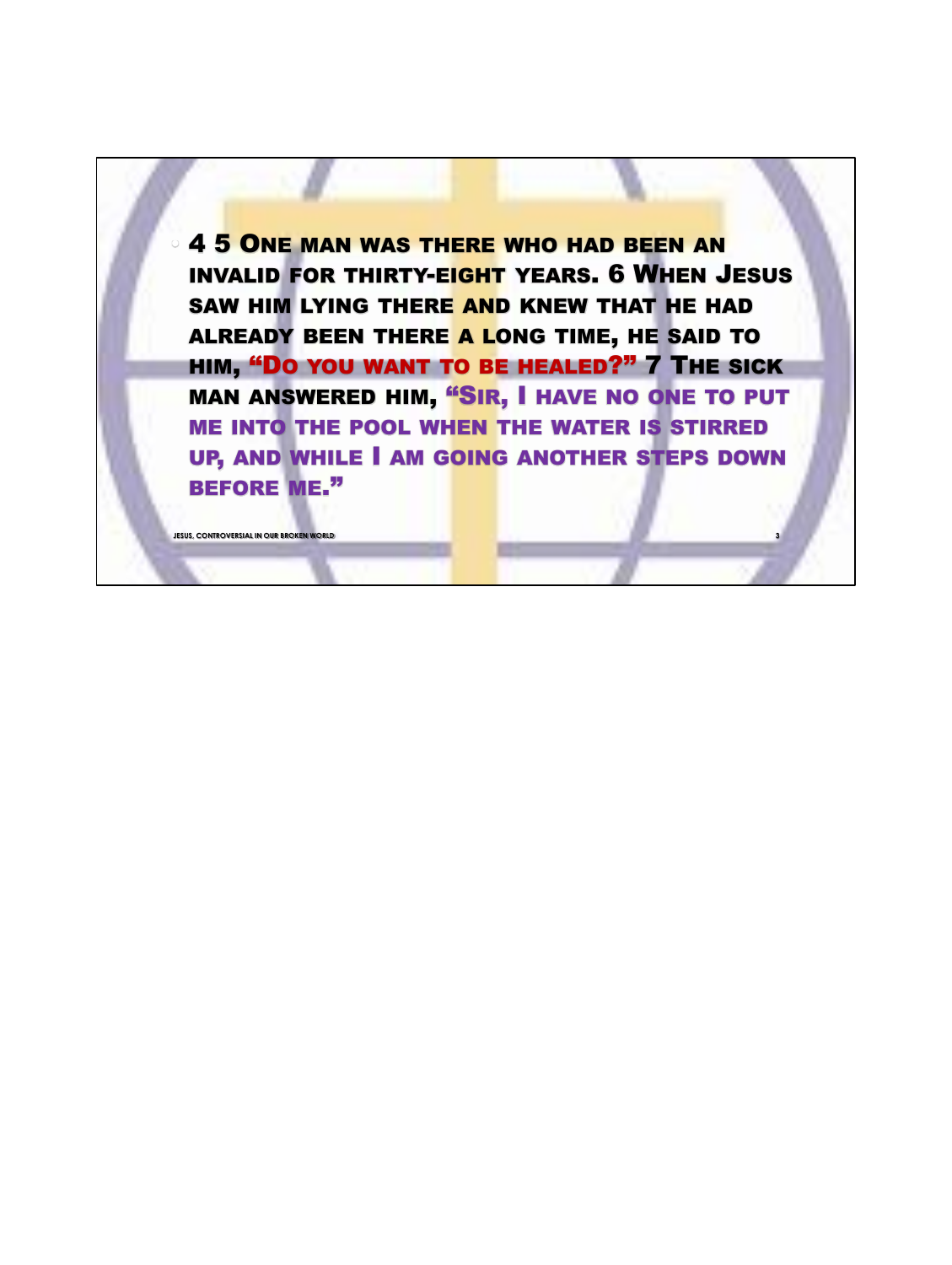- 4 5 One man was there who had been an invalid for thirty-eight years. 6 When Jesus saw him lying there and knew that he had already been there a long time, he said to him, **"Do you want to be healed?"** 7 The sick man answered him, **"Sir, I have no one to put me into the pool when the water is stirred up, and while I am going another steps down before me."**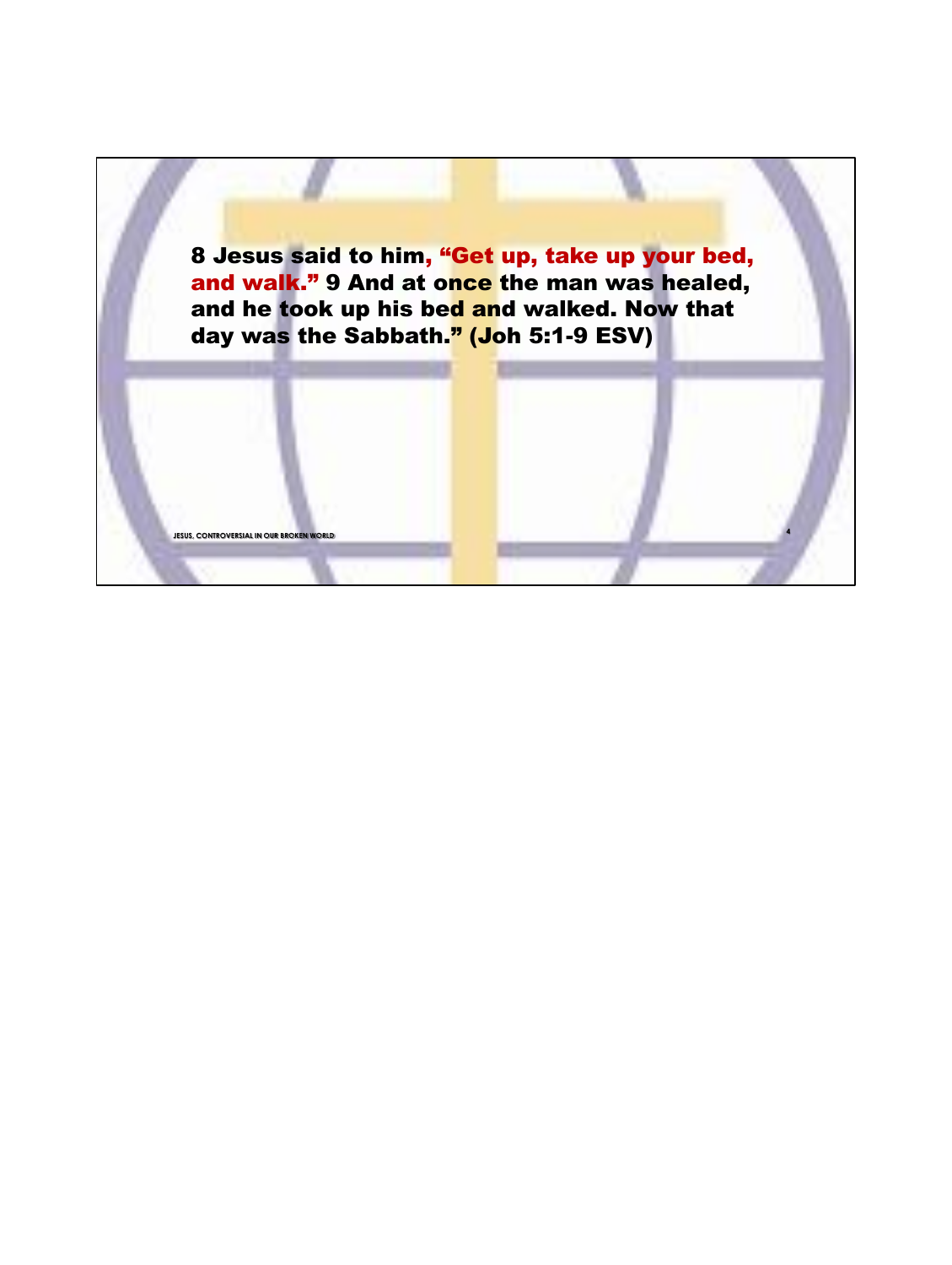**8 Jesus said to him, "Get up, take up your bed, and walk." 9 And at once the man was healed, and he took up his bed and walked. Now that day was the Sabbath." (Joh 5:1-9 ESV)**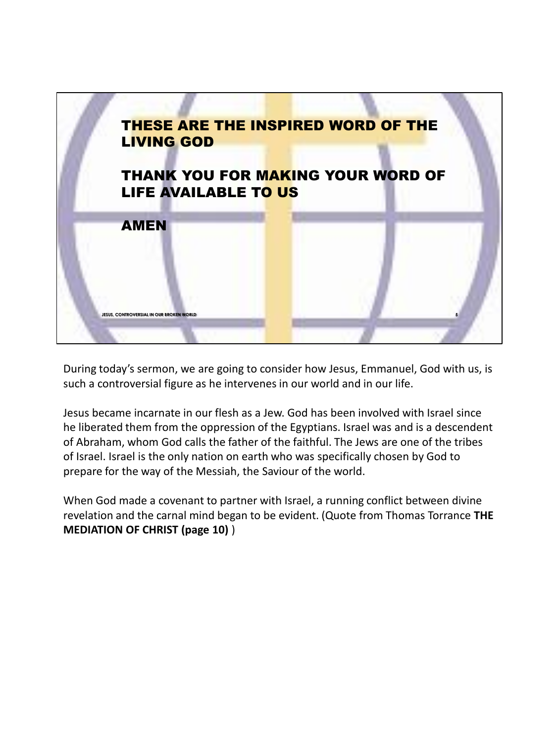THESE ARE THE INSPIRED WORD OF THE LIVING GOD

THANK YOU FOR MAKING YOUR WORD OF LIFE AVAILABLE TO US

AMEN

During today's sermon, we are going to consider how Jesus, Emmanuel, God with us, is such a controversial figure as he intervenes in our world and in our life.

Jesus became incarnate in our flesh as a Jew. God has been involved with Israel since he liberated them from the oppression of the Egyptians. Israel was and is a descendent of Abraham, whom God calls the father of the faithful. The Jews are one of the tribes of Israel. Israel is the only nation on earth who was specifically chosen by God to prepare for the way of the Messiah, the Saviour of the world.

When God made a covenant to partner with Israel, a running conflict between divine revelation and the carnal mind began to be evident. (Quote from Thomas Torrance **THE MEDIATION OF CHRIST (page 10)** )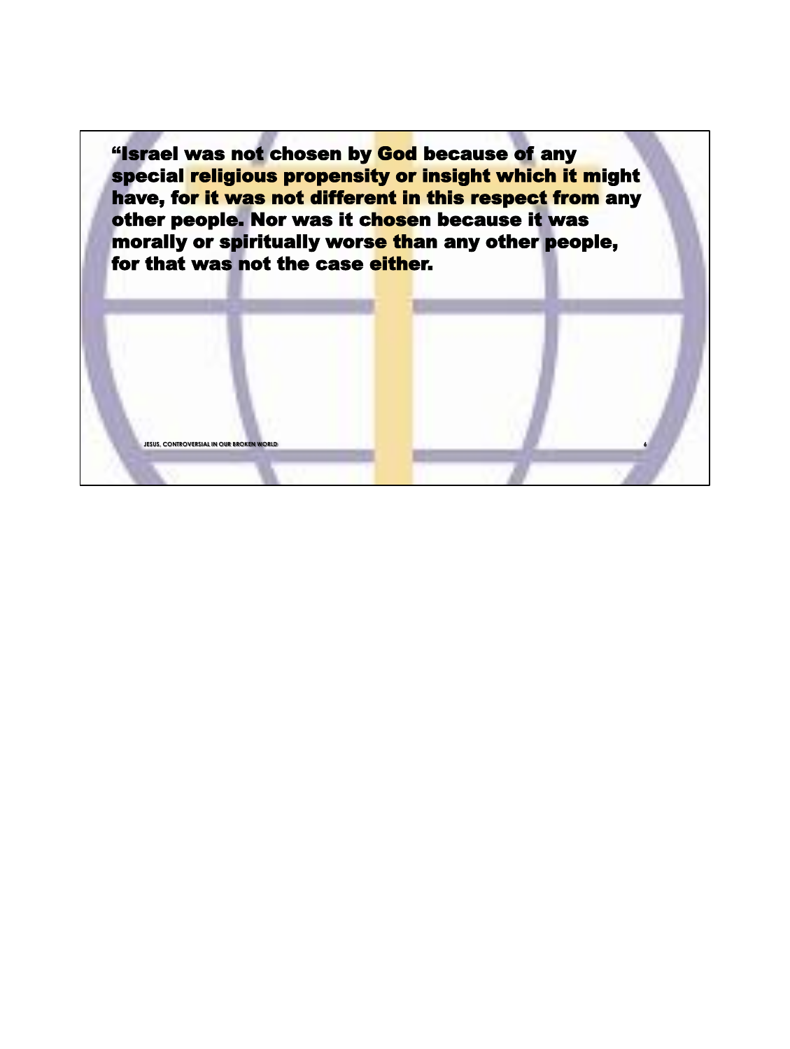“Israel was not chosen by God because of any special religious propensity or insight which it might have, for it was not different in this respect from any other people. Nor was it chosen because it was morally or spiritually worse than any other people, for that was not the case either.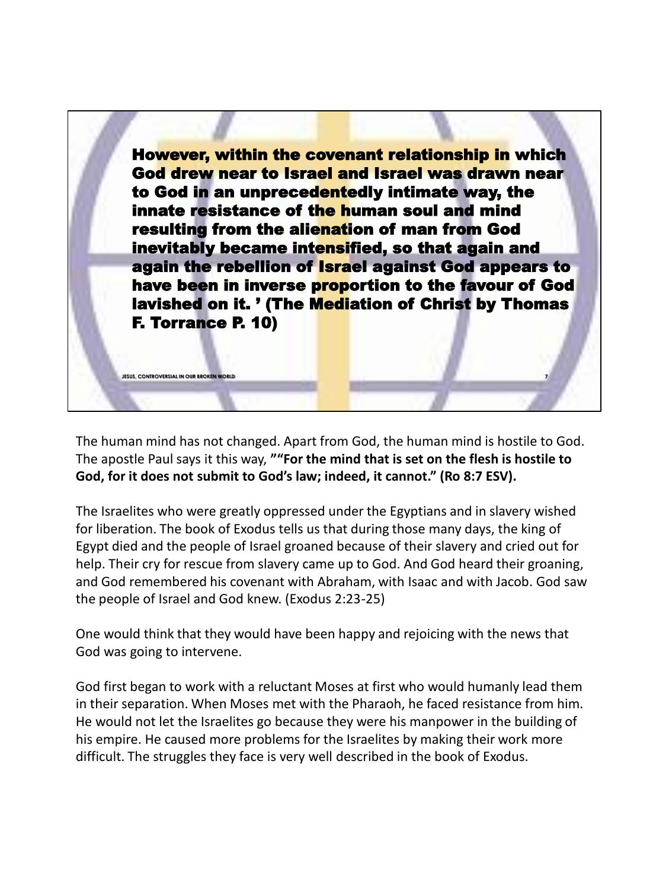**However, within the covenant relationship in which God drew near to Israel and Israel was drawn near to God in an unprecedentedly intimate way, the innate resistance of the human soul and mind resulting from the alienation of man from God inevitably became intensified, so that again and again the rebellion of Israel against God appears to have been in inverse proportion to the favour of God lavished on it. ' (The Mediation of Christ by Thomas F. Torrance P. 10)**

The human mind has not changed. Apart from God, the human mind is hostile to God. The apostle Paul says it this way, **"“For the mind that is set on the flesh is hostile to God, for it does not submit to God’s law; indeed, it cannot.” (Ro 8:7 ESV).**

The Israelites who were greatly oppressed under the Egyptians and in slavery wished for liberation. The book of Exodus tells us that during those many days, the king of Egypt died and the people of Israel groaned because of their slavery and cried out for help. Their cry for rescue from slavery came up to God. And God heard their groaning, and God remembered his covenant with Abraham, with Isaac and with Jacob. God saw the people of Israel and God knew. (Exodus 2:23-25)

One would think that they would have been happy and rejoicing with the news that God was going to intervene.

God first began to work with a reluctant Moses at first who would humanly lead them in their separation. When Moses met with the Pharaoh, he faced resistance from him. He would not let the Israelites go because they were his manpower in the building of his empire. He caused more problems for the Israelites by making their work more difficult. The struggles they face is very well described in the book of Exodus.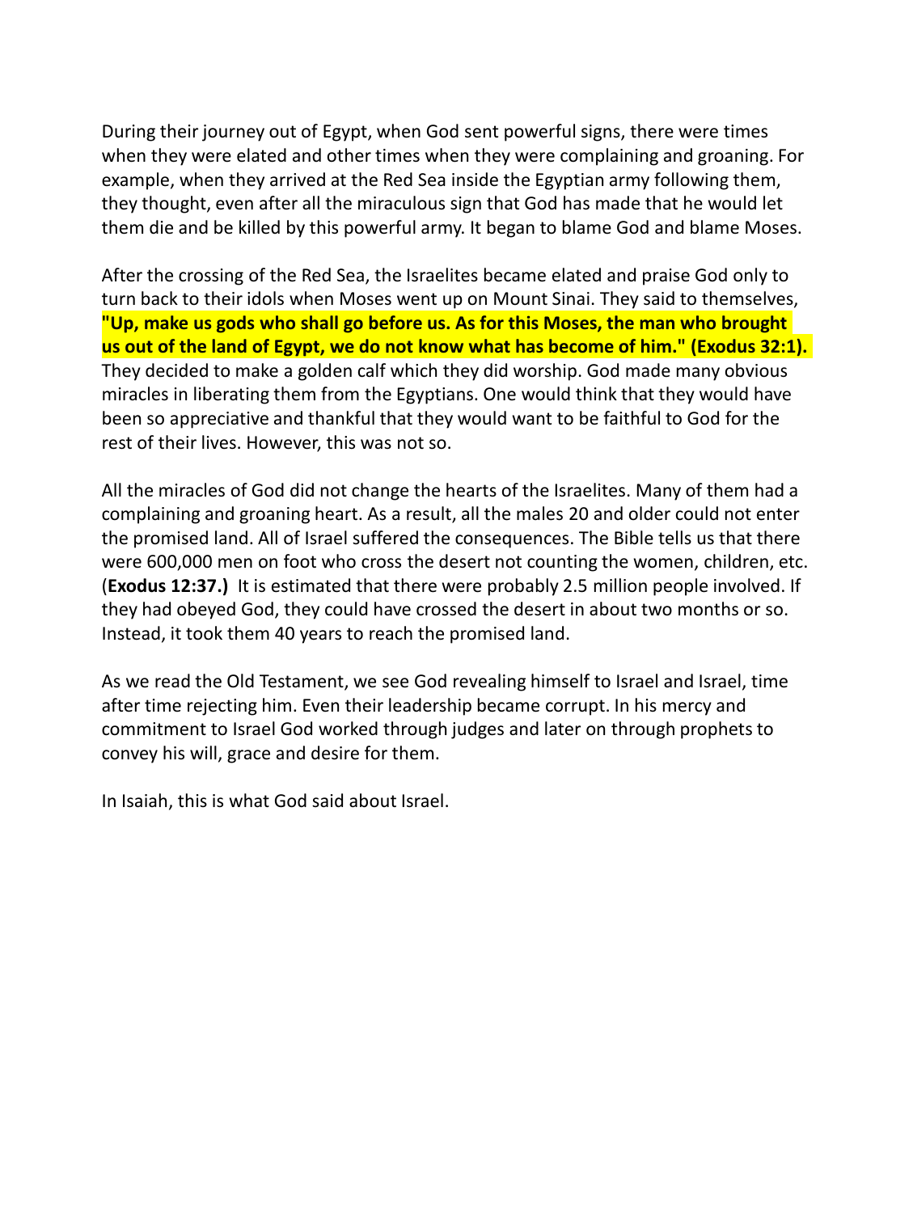During their journey out of Egypt, when God sent powerful signs, there were times when they were elated and other times when they were complaining and groaning. For example, when they arrived at the Red Sea inside the Egyptian army following them, they thought, even after all the miraculous sign that God has made that he would let them die and be killed by this powerful army. It began to blame God and blame Moses.

After the crossing of the Red Sea, the Israelites became elated and praise God only to turn back to their idols when Moses went up on Mount Sinai. They said to themselves, **"Up, make us gods who shall go before us. As for this Moses, the man who brought us out of the land of Egypt, we do not know what has become of him." (Exodus 32:1).** They decided to make a golden calf which they did worship. God made many obvious miracles in liberating them from the Egyptians. One would think that they would have been so appreciative and thankful that they would want to be faithful to God for the rest of their lives. However, this was not so.

All the miracles of God did not change the hearts of the Israelites. Many of them had a complaining and groaning heart. As a result, all the males 20 and older could not enter the promised land. All of Israel suffered the consequences. The Bible tells us that there were 600,000 men on foot who cross the desert not counting the women, children, etc. (**Exodus 12:37.**) It is estimated that there were probably 2.5 million people involved. If they had obeyed God, they could have crossed the desert in about two months or so. Instead, it took them 40 years to reach the promised land.

As we read the Old Testament, we see God revealing himself to Israel and Israel, time after time rejecting him. Even their leadership became corrupt. In his mercy and commitment to Israel God worked through judges and later on through prophets to convey his will, grace and desire for them.

In Isaiah, this is what God said about Israel.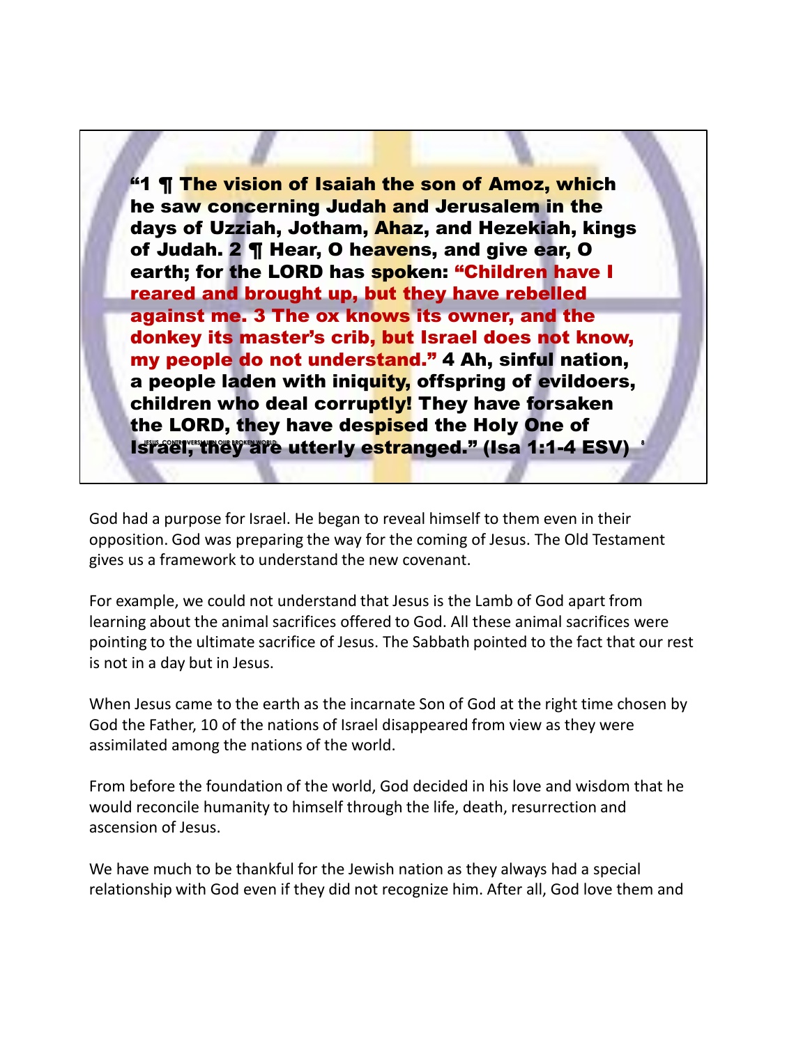"1 ¶ The vision of Isaiah the son of Amoz, which he saw concerning Judah and Jerusalem in the days of Uzziah, Jotham, Ahaz, and Hezekiah, kings of Judah. 2 ¶ Hear, O heavens, and give ear, O earth; for the LORD has spoken: "Children have I reared and brought up, but they have rebelled against me. 3 The ox knows its owner, and the donkey its master's crib, but Israel does not know, my people do not understand." 4 Ah, sinful nation, a people laden with iniquity, offspring of evildoers, children who deal corruptly! They have forsaken the LORD, they have despised the Holy One of Israel, they are utterly estranged." (Isa 1:1-4 ESV)

God had a purpose for Israel. He began to reveal himself to them even in their opposition. God was preparing the way for the coming of Jesus. The Old Testament gives us a framework to understand the new covenant.

For example, we could not understand that Jesus is the Lamb of God apart from learning about the animal sacrifices offered to God. All these animal sacrifices were pointing to the ultimate sacrifice of Jesus. The Sabbath pointed to the fact that our rest is not in a day but in Jesus.

When Jesus came to the earth as the incarnate Son of God at the right time chosen by God the Father, 10 of the nations of Israel disappeared from view as they were assimilated among the nations of the world.

From before the foundation of the world, God decided in his love and wisdom that he would reconcile humanity to himself through the life, death, resurrection and ascension of Jesus.

We have much to be thankful for the Jewish nation as they always had a special relationship with God even if they did not recognize him. After all, God love them and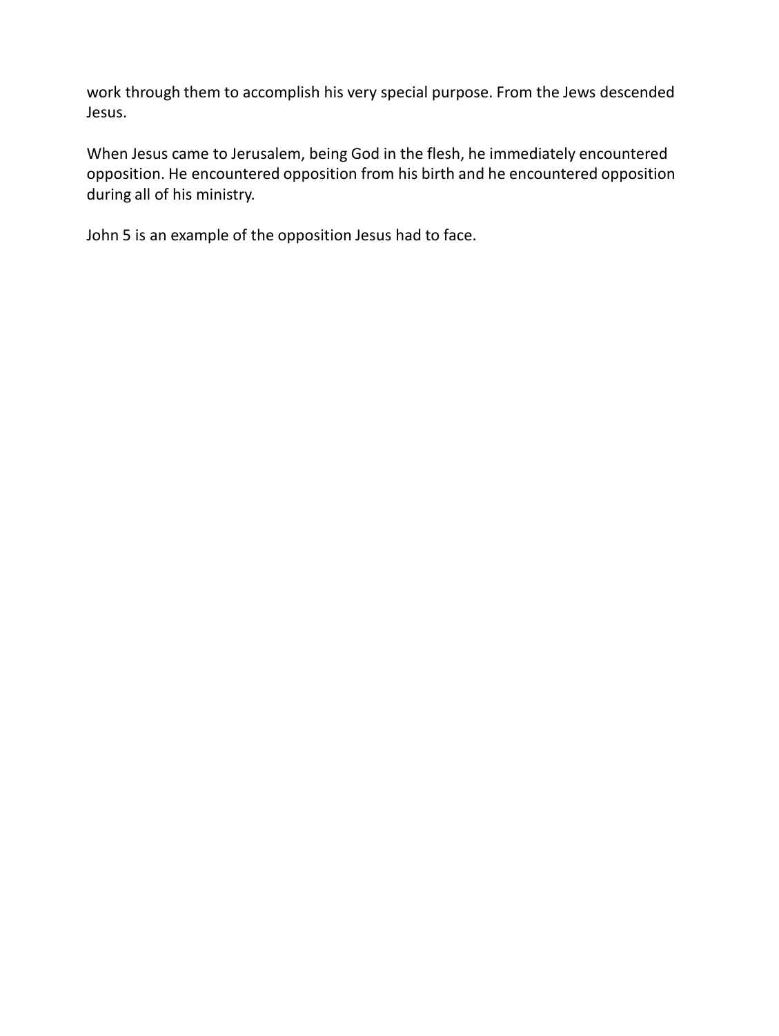work through them to accomplish his very special purpose. From the Jews descended Jesus.

When Jesus came to Jerusalem, being God in the flesh, he immediately encountered opposition. He encountered opposition from his birth and he encountered opposition during all of his ministry.

John 5 is an example of the opposition Jesus had to face.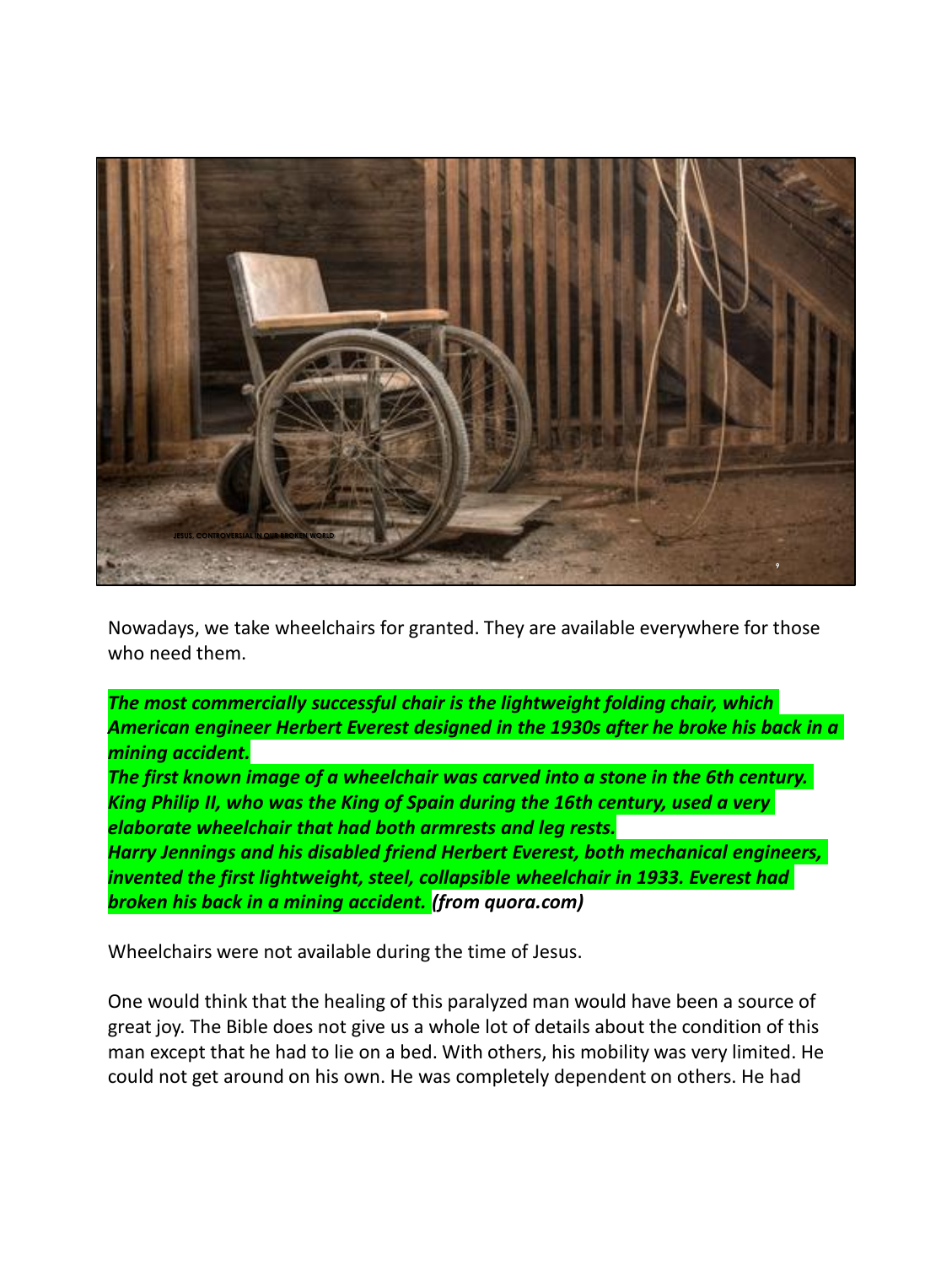Nowadays, we take wheelchairs for granted. They are available everywhere for those who need them.

***The most commercially successful chair is the lightweight folding chair, which American engineer Herbert Everest designed in the 1930s after he broke his back in a mining accident.***
***The first known image of a wheelchair was carved into a stone in the 6th century. King Philip II, who was the King of Spain during the 16th century, used a very elaborate wheelchair that had both armrests and leg rests.***
***Harry Jennings and his disabled friend Herbert Everest, both mechanical engineers, invented the first lightweight, steel, collapsible wheelchair in 1933. Everest had broken his back in a mining accident. (from quora.com)***

Wheelchairs were not available during the time of Jesus.

One would think that the healing of this paralyzed man would have been a source of great joy. The Bible does not give us a whole lot of details about the condition of this man except that he had to lie on a bed. With others, his mobility was very limited. He could not get around on his own. He was completely dependent on others. He had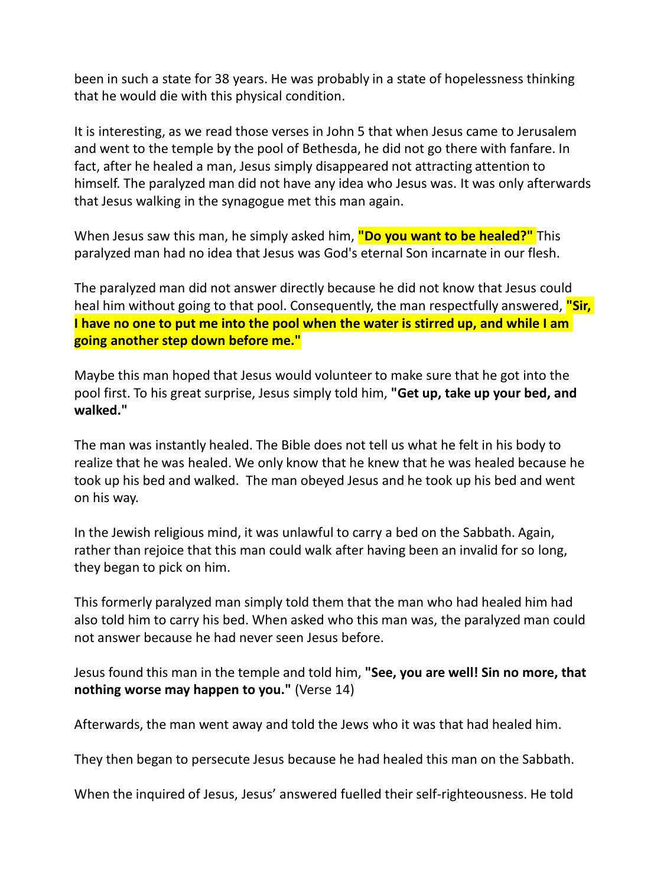been in such a state for 38 years. He was probably in a state of hopelessness thinking that he would die with this physical condition.

It is interesting, as we read those verses in John 5 that when Jesus came to Jerusalem and went to the temple by the pool of Bethesda, he did not go there with fanfare. In fact, after he healed a man, Jesus simply disappeared not attracting attention to himself. The paralyzed man did not have any idea who Jesus was. It was only afterwards that Jesus walking in the synagogue met this man again.

When Jesus saw this man, he simply asked him, **"Do you want to be healed?"** This paralyzed man had no idea that Jesus was God's eternal Son incarnate in our flesh.

The paralyzed man did not answer directly because he did not know that Jesus could heal him without going to that pool. Consequently, the man respectfully answered, **"Sir, I have no one to put me into the pool when the water is stirred up, and while I am going another step down before me."**

Maybe this man hoped that Jesus would volunteer to make sure that he got into the pool first. To his great surprise, Jesus simply told him, **"Get up, take up your bed, and walked."**

The man was instantly healed. The Bible does not tell us what he felt in his body to realize that he was healed. We only know that he knew that he was healed because he took up his bed and walked.  The man obeyed Jesus and he took up his bed and went on his way.

In the Jewish religious mind, it was unlawful to carry a bed on the Sabbath. Again, rather than rejoice that this man could walk after having been an invalid for so long, they began to pick on him.

This formerly paralyzed man simply told them that the man who had healed him had also told him to carry his bed. When asked who this man was, the paralyzed man could not answer because he had never seen Jesus before.

Jesus found this man in the temple and told him, **"See, you are well! Sin no more, that nothing worse may happen to you."** (Verse 14)

Afterwards, the man went away and told the Jews who it was that had healed him.

They then began to persecute Jesus because he had healed this man on the Sabbath.

When the inquired of Jesus, Jesus' answered fuelled their self-righteousness. He told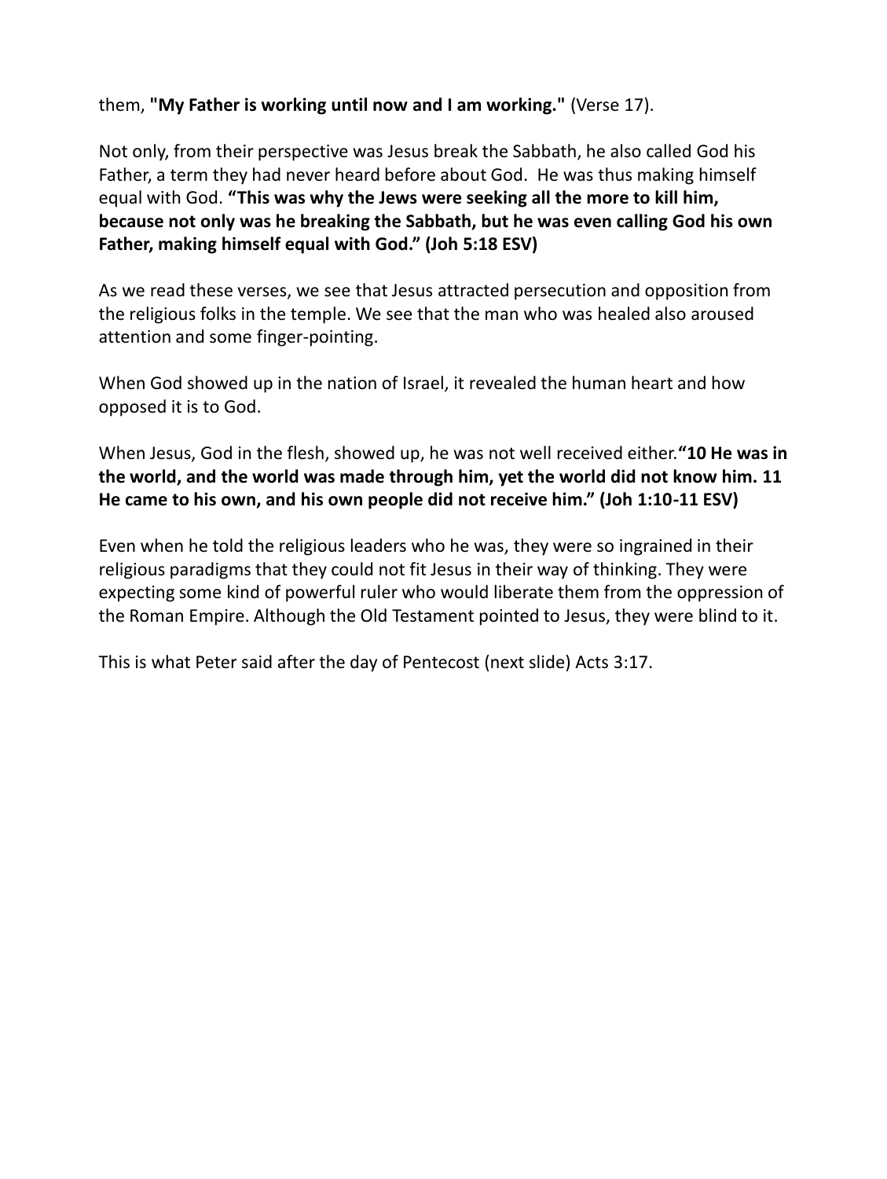them, **"My Father is working until now and I am working."** (Verse 17).

Not only, from their perspective was Jesus break the Sabbath, he also called God his Father, a term they had never heard before about God. He was thus making himself equal with God. **"This was why the Jews were seeking all the more to kill him, because not only was he breaking the Sabbath, but he was even calling God his own Father, making himself equal with God." (Joh 5:18 ESV)**

As we read these verses, we see that Jesus attracted persecution and opposition from the religious folks in the temple. We see that the man who was healed also aroused attention and some finger-pointing.

When God showed up in the nation of Israel, it revealed the human heart and how opposed it is to God.

When Jesus, God in the flesh, showed up, he was not well received either.**"10 He was in the world, and the world was made through him, yet the world did not know him. 11 He came to his own, and his own people did not receive him." (Joh 1:10-11 ESV)**

Even when he told the religious leaders who he was, they were so ingrained in their religious paradigms that they could not fit Jesus in their way of thinking. They were expecting some kind of powerful ruler who would liberate them from the oppression of the Roman Empire. Although the Old Testament pointed to Jesus, they were blind to it.

This is what Peter said after the day of Pentecost (next slide) Acts 3:17.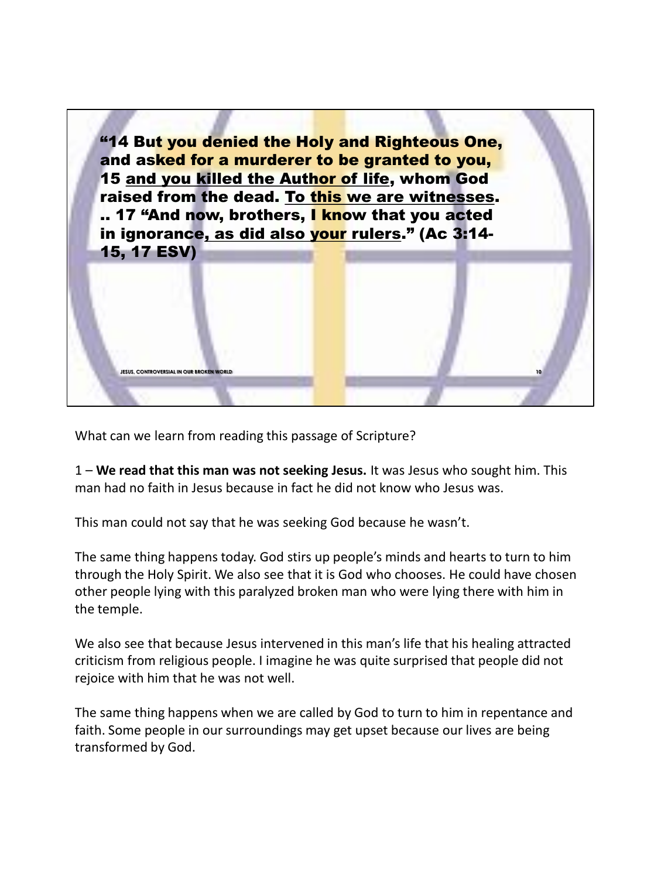**"14 But you denied the Holy and Righteous One, and asked for a murderer to be granted to you, 15 <u>and you killed the Author of life</u>, whom God raised from the dead. <u>To this we are witnesses</u>. .. 17 "And now, brothers, I know that you acted in ignorance<u>, as did also your rulers</u>." (Ac 3:14-15, 17 ESV)**

What can we learn from reading this passage of Scripture?

1 – **We read that this man was not seeking Jesus.** It was Jesus who sought him. This man had no faith in Jesus because in fact he did not know who Jesus was.

This man could not say that he was seeking God because he wasn't.

The same thing happens today. God stirs up people's minds and hearts to turn to him through the Holy Spirit. We also see that it is God who chooses. He could have chosen other people lying with this paralyzed broken man who were lying there with him in the temple.

We also see that because Jesus intervened in this man's life that his healing attracted criticism from religious people. I imagine he was quite surprised that people did not rejoice with him that he was not well.

The same thing happens when we are called by God to turn to him in repentance and faith. Some people in our surroundings may get upset because our lives are being transformed by God.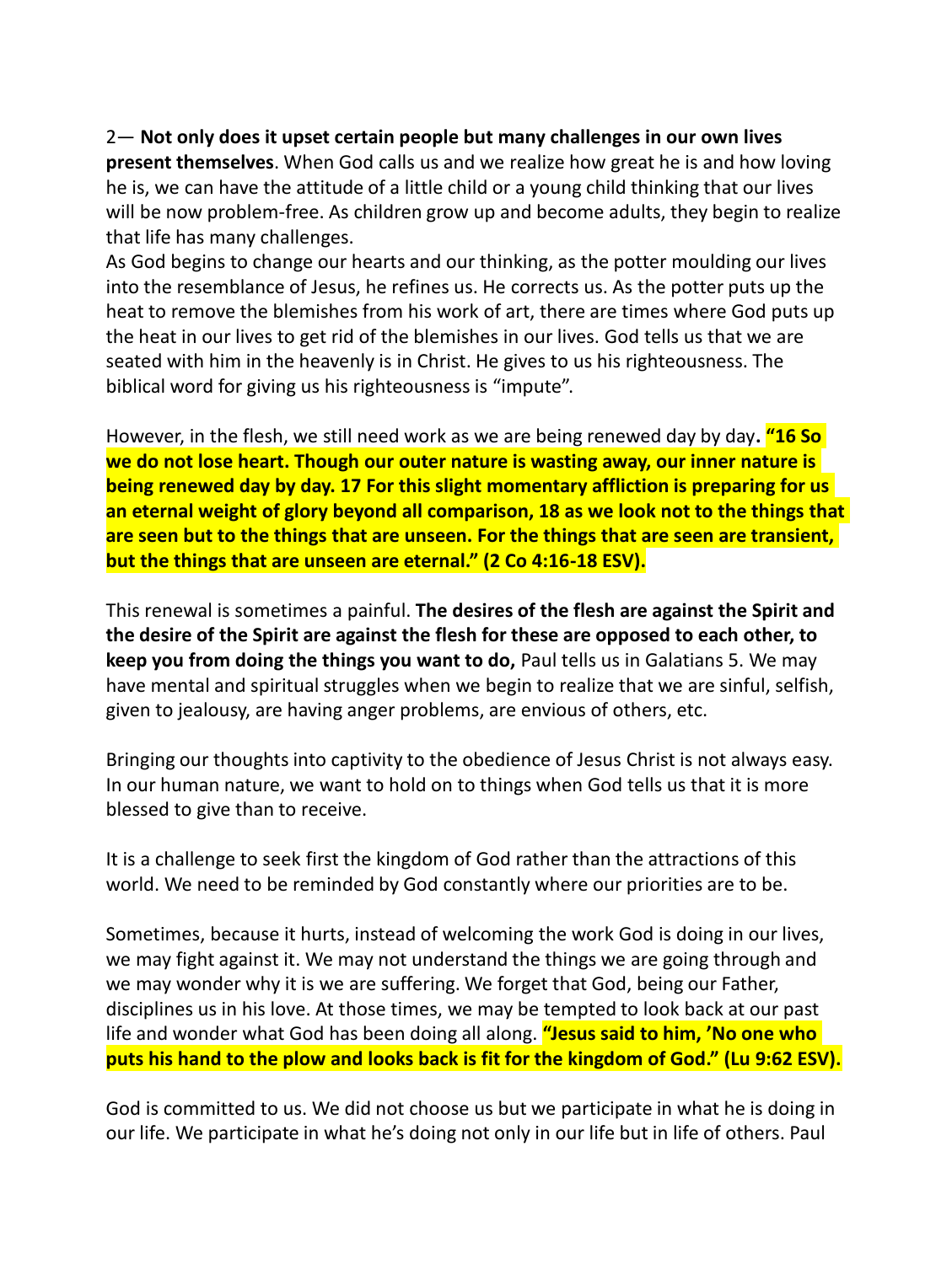2— **Not only does it upset certain people but many challenges in our own lives present themselves**. When God calls us and we realize how great he is and how loving he is, we can have the attitude of a little child or a young child thinking that our lives will be now problem-free. As children grow up and become adults, they begin to realize that life has many challenges.
As God begins to change our hearts and our thinking, as the potter moulding our lives into the resemblance of Jesus, he refines us. He corrects us. As the potter puts up the heat to remove the blemishes from his work of art, there are times where God puts up the heat in our lives to get rid of the blemishes in our lives. God tells us that we are seated with him in the heavenly is in Christ. He gives to us his righteousness. The biblical word for giving us his righteousness is "impute".

However, in the flesh, we still need work as we are being renewed day by day**. "16 So we do not lose heart. Though our outer nature is wasting away, our inner nature is being renewed day by day. 17 For this slight momentary affliction is preparing for us an eternal weight of glory beyond all comparison, 18 as we look not to the things that are seen but to the things that are unseen. For the things that are seen are transient, but the things that are unseen are eternal." (2 Co 4:16-18 ESV).**

This renewal is sometimes a painful. **The desires of the flesh are against the Spirit and the desire of the Spirit are against the flesh for these are opposed to each other, to keep you from doing the things you want to do,** Paul tells us in Galatians 5. We may have mental and spiritual struggles when we begin to realize that we are sinful, selfish, given to jealousy, are having anger problems, are envious of others, etc.

Bringing our thoughts into captivity to the obedience of Jesus Christ is not always easy. In our human nature, we want to hold on to things when God tells us that it is more blessed to give than to receive.

It is a challenge to seek first the kingdom of God rather than the attractions of this world. We need to be reminded by God constantly where our priorities are to be.

Sometimes, because it hurts, instead of welcoming the work God is doing in our lives, we may fight against it. We may not understand the things we are going through and we may wonder why it is we are suffering. We forget that God, being our Father, disciplines us in his love. At those times, we may be tempted to look back at our past life and wonder what God has been doing all along. **"Jesus said to him, 'No one who puts his hand to the plow and looks back is fit for the kingdom of God." (Lu 9:62 ESV).**

God is committed to us. We did not choose us but we participate in what he is doing in our life. We participate in what he's doing not only in our life but in life of others. Paul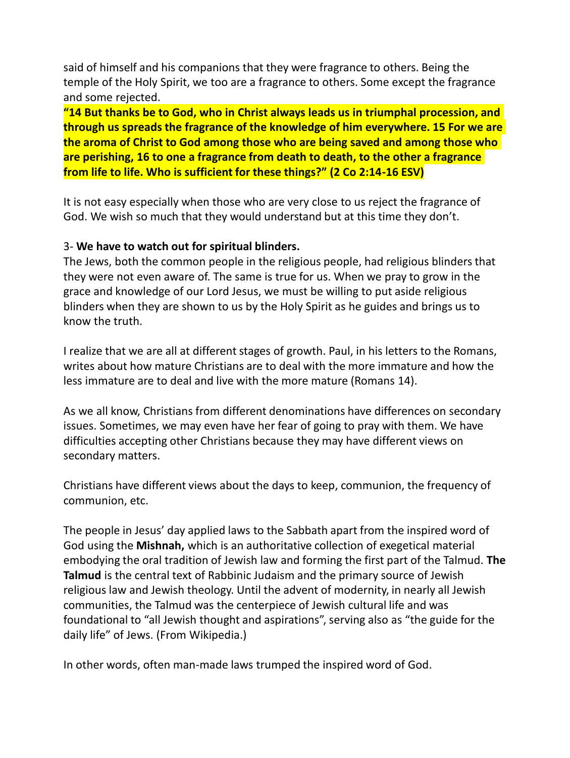said of himself and his companions that they were fragrance to others. Being the temple of the Holy Spirit, we too are a fragrance to others. Some except the fragrance and some rejected.

**"14 But thanks be to God, who in Christ always leads us in triumphal procession, and through us spreads the fragrance of the knowledge of him everywhere. 15 For we are the aroma of Christ to God among those who are being saved and among those who are perishing, 16 to one a fragrance from death to death, to the other a fragrance from life to life. Who is sufficient for these things?" (2 Co 2:14-16 ESV)**

It is not easy especially when those who are very close to us reject the fragrance of God. We wish so much that they would understand but at this time they don't.

3- **We have to watch out for spiritual blinders.**

The Jews, both the common people in the religious people, had religious blinders that they were not even aware of. The same is true for us. When we pray to grow in the grace and knowledge of our Lord Jesus, we must be willing to put aside religious blinders when they are shown to us by the Holy Spirit as he guides and brings us to know the truth.

I realize that we are all at different stages of growth. Paul, in his letters to the Romans, writes about how mature Christians are to deal with the more immature and how the less immature are to deal and live with the more mature (Romans 14).

As we all know, Christians from different denominations have differences on secondary issues. Sometimes, we may even have her fear of going to pray with them. We have difficulties accepting other Christians because they may have different views on secondary matters.

Christians have different views about the days to keep, communion, the frequency of communion, etc.

The people in Jesus' day applied laws to the Sabbath apart from the inspired word of God using the **Mishnah,** which is an authoritative collection of exegetical material embodying the oral tradition of Jewish law and forming the first part of the Talmud. **The Talmud** is the central text of Rabbinic Judaism and the primary source of Jewish religious law and Jewish theology. Until the advent of modernity, in nearly all Jewish communities, the Talmud was the centerpiece of Jewish cultural life and was foundational to "all Jewish thought and aspirations", serving also as "the guide for the daily life" of Jews. (From Wikipedia.)

In other words, often man-made laws trumped the inspired word of God.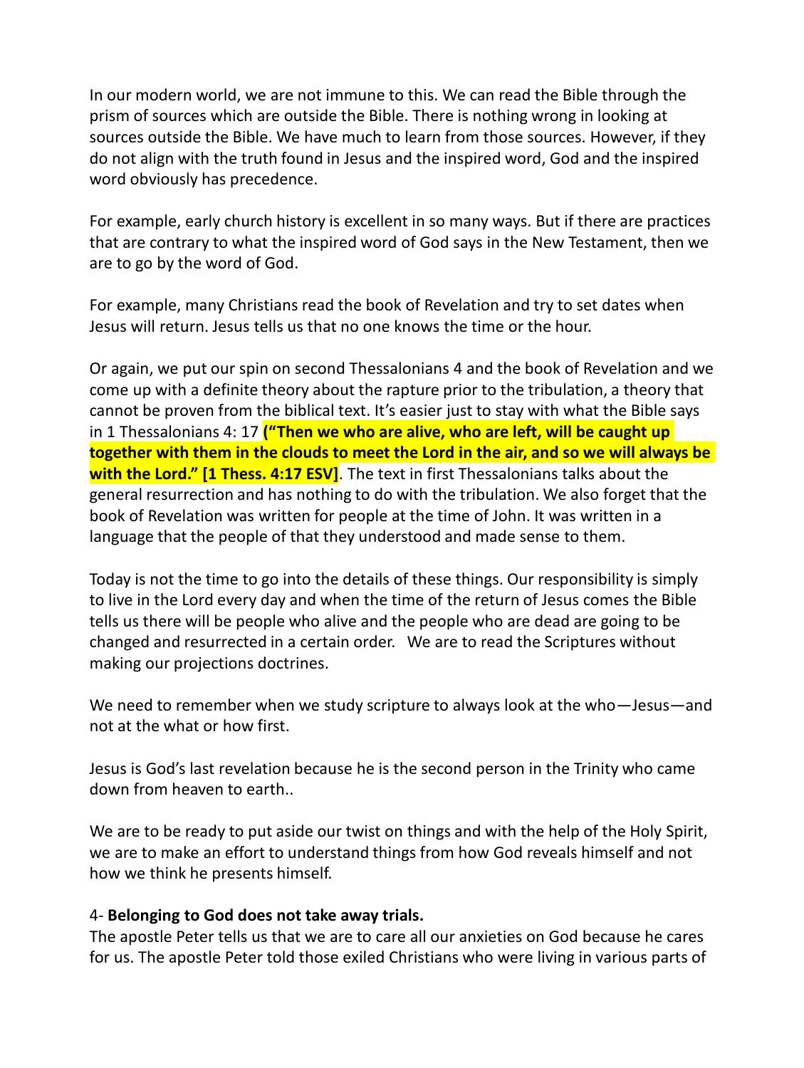In our modern world, we are not immune to this. We can read the Bible through the prism of sources which are outside the Bible. There is nothing wrong in looking at sources outside the Bible. We have much to learn from those sources. However, if they do not align with the truth found in Jesus and the inspired word, God and the inspired word obviously has precedence.

For example, early church history is excellent in so many ways. But if there are practices that are contrary to what the inspired word of God says in the New Testament, then we are to go by the word of God.

For example, many Christians read the book of Revelation and try to set dates when Jesus will return. Jesus tells us that no one knows the time or the hour.

Or again, we put our spin on second Thessalonians 4 and the book of Revelation and we come up with a definite theory about the rapture prior to the tribulation, a theory that cannot be proven from the biblical text. It's easier just to stay with what the Bible says in 1 Thessalonians 4: 17 **("Then we who are alive, who are left, will be caught up together with them in the clouds to meet the Lord in the air, and so we will always be with the Lord." [1 Thess. 4:17 ESV]**. The text in first Thessalonians talks about the general resurrection and has nothing to do with the tribulation. We also forget that the book of Revelation was written for people at the time of John. It was written in a language that the people of that they understood and made sense to them.

Today is not the time to go into the details of these things. Our responsibility is simply to live in the Lord every day and when the time of the return of Jesus comes the Bible tells us there will be people who alive and the people who are dead are going to be changed and resurrected in a certain order. We are to read the Scriptures without making our projections doctrines.

We need to remember when we study scripture to always look at the who—Jesus—and not at the what or how first.

Jesus is God's last revelation because he is the second person in the Trinity who came down from heaven to earth..

We are to be ready to put aside our twist on things and with the help of the Holy Spirit, we are to make an effort to understand things from how God reveals himself and not how we think he presents himself.

4- **Belonging to God does not take away trials.**

The apostle Peter tells us that we are to care all our anxieties on God because he cares for us. The apostle Peter told those exiled Christians who were living in various parts of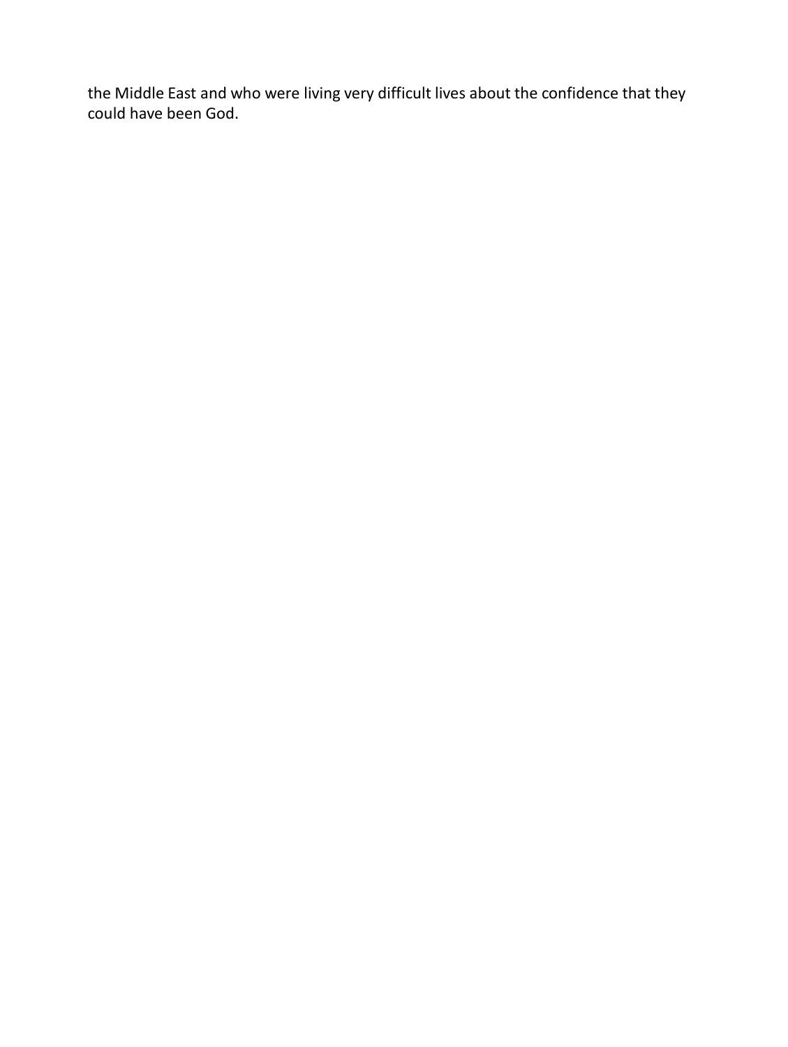the Middle East and who were living very difficult lives about the confidence that they could have been God.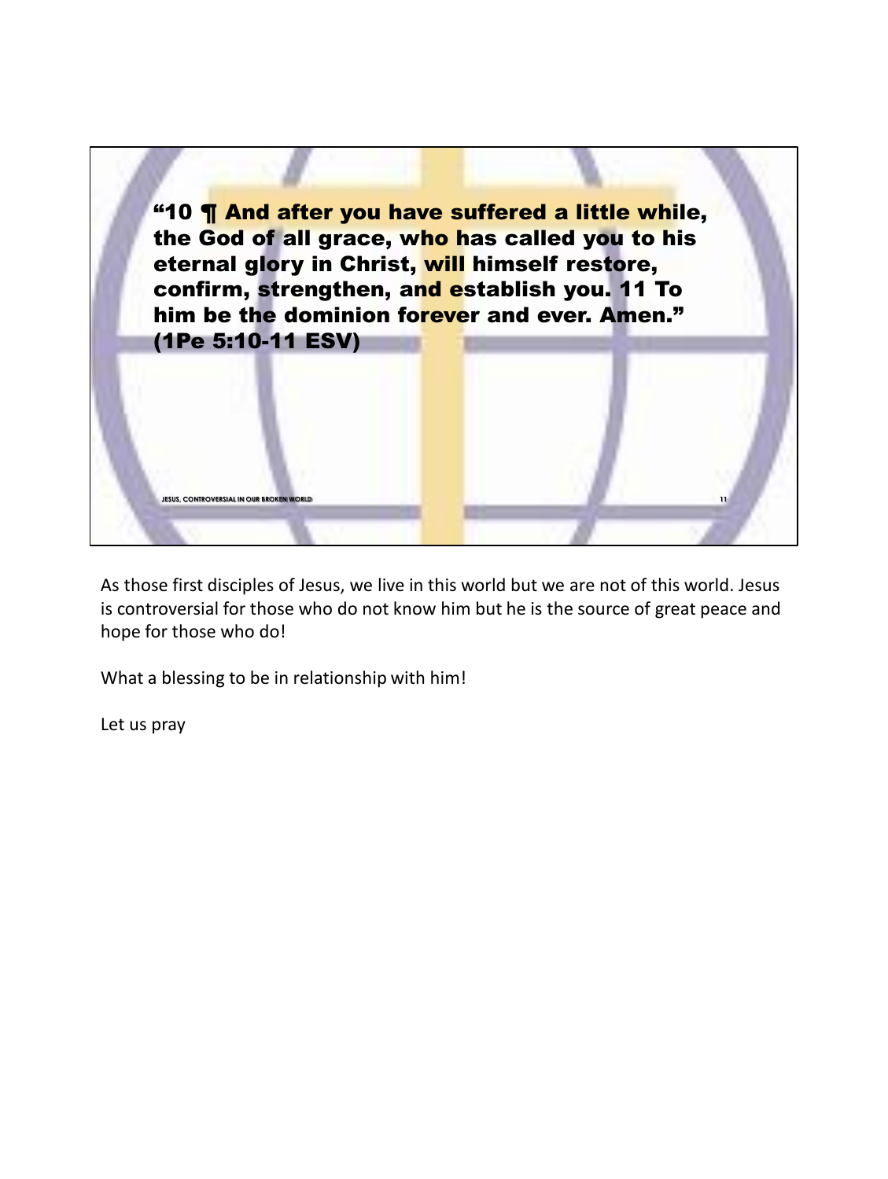"10 ¶ And after you have suffered a little while, the God of all grace, who has called you to his eternal glory in Christ, will himself restore, confirm, strengthen, and establish you. 11 To him be the dominion forever and ever. Amen." (1Pe 5:10-11 ESV)

As those first disciples of Jesus, we live in this world but we are not of this world. Jesus is controversial for those who do not know him but he is the source of great peace and hope for those who do!

What a blessing to be in relationship with him!

Let us pray